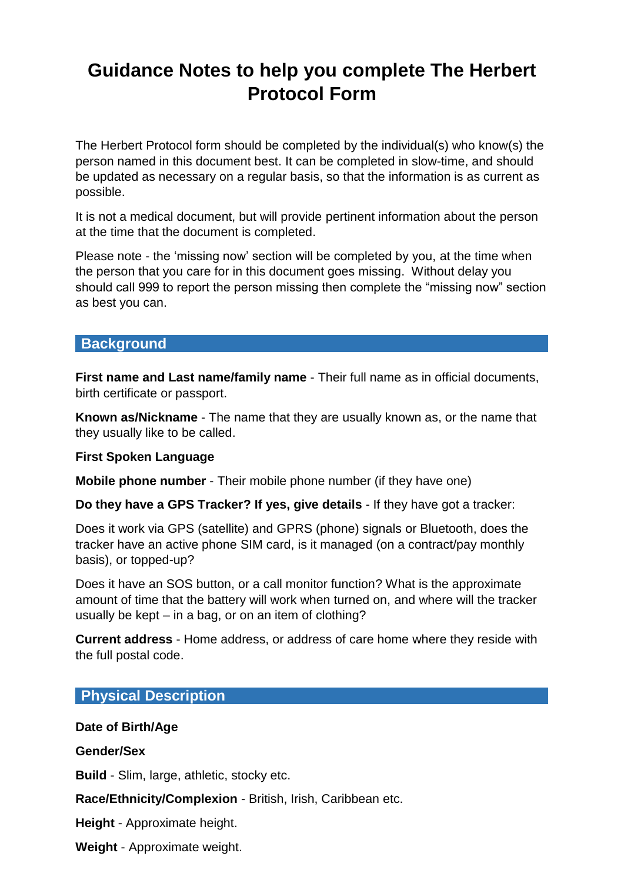# Guidance Notes to help you complete The Herbert Protocol Form

The Herbert Protocol form should be completed by the individual(s) who know(s) the person named in this document best. It can be completed in slow-time, and should be updated as necessary on a regular basis, so that the information is as current as possible.

It is not a medical document, but will provide pertinent information about the person at the time that the document is completed.

Please note - the 'missing now' section will be completed by you, at the time when the person that you care for in this document goes missing. Without delay you should call 999 to report the person missing then complete the "missing now" section as best you can.

## Background

**First name and Last name/family name** - Their full name as in official documents, birth certificate or passport.

**Known as/Nickname** - The name that they are usually known as, or the name that they usually like to be called.

**First Spoken Language**

**Mobile phone number** - Their mobile phone number (if they have one)

**Do they have a GPS Tracker? If yes, give details** - If they have got a tracker:

Does it work via GPS (satellite) and GPRS (phone) signals or Bluetooth, does the tracker have an active phone SIM card, is it managed (on a contract/pay monthly basis), or topped-up?

Does it have an SOS button, or a call monitor function? What is the approximate amount of time that the battery will work when turned on, and where will the tracker usually be kept – in a bag, or on an item of clothing?

**Current address** - Home address, or address of care home where they reside with the full postal code.

## Physical Description

**Date of Birth/Age**

**Gender/Sex**

**Build** - Slim, large, athletic, stocky etc.

**Race/Ethnicity/Complexion** - British, Irish, Caribbean etc.

**Height** - Approximate height.

**Weight** - Approximate weight.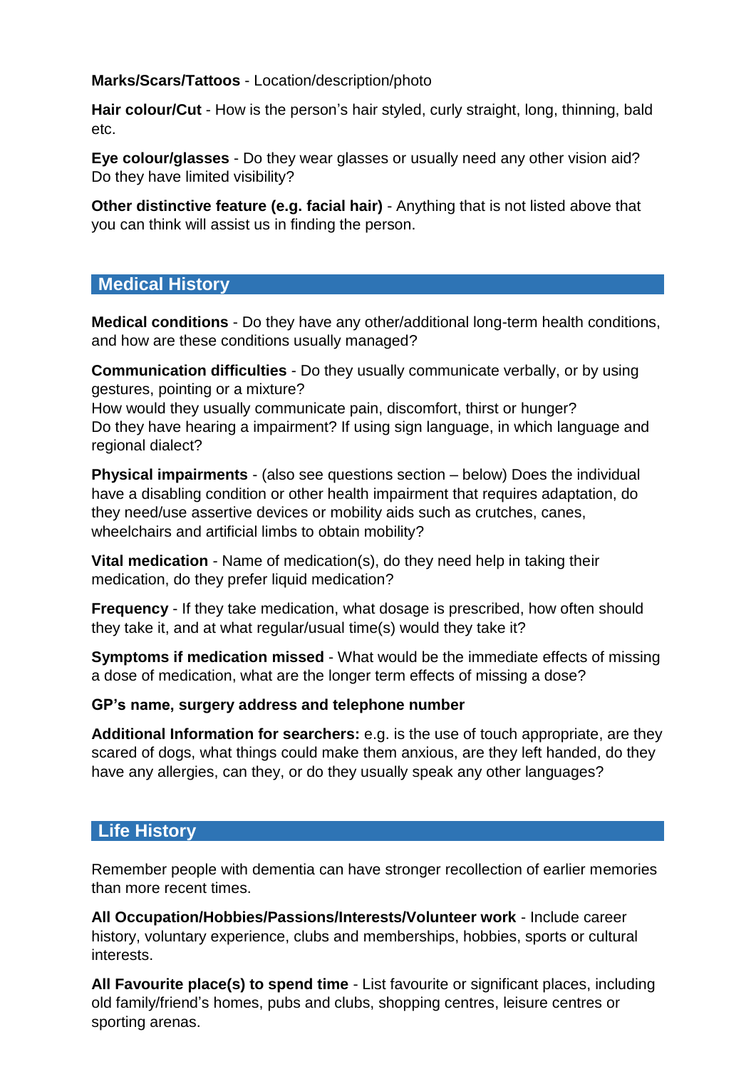**Marks/Scars/Tattoos** - Location/description/photo

**Hair colour/Cut** - How is the person's hair styled, curly straight, long, thinning, bald etc.

**Eye colour/glasses** - Do they wear glasses or usually need any other vision aid? Do they have limited visibility?

**Other distinctive feature (e.g. facial hair)** - Anything that is not listed above that you can think will assist us in finding the person.

## Medical History

**Medical conditions** - Do they have any other/additional long-term health conditions, and how are these conditions usually managed?

**Communication difficulties** - Do they usually communicate verbally, or by using gestures, pointing or a mixture?
How would they usually communicate pain, discomfort, thirst or hunger?
Do they have hearing a impairment? If using sign language, in which language and regional dialect?

**Physical impairments** - (also see questions section – below) Does the individual have a disabling condition or other health impairment that requires adaptation, do they need/use assertive devices or mobility aids such as crutches, canes, wheelchairs and artificial limbs to obtain mobility?

**Vital medication** - Name of medication(s), do they need help in taking their medication, do they prefer liquid medication?

**Frequency** - If they take medication, what dosage is prescribed, how often should they take it, and at what regular/usual time(s) would they take it?

**Symptoms if medication missed** - What would be the immediate effects of missing a dose of medication, what are the longer term effects of missing a dose?

**GP's name, surgery address and telephone number**

**Additional Information for searchers:** e.g. is the use of touch appropriate, are they scared of dogs, what things could make them anxious, are they left handed, do they have any allergies, can they, or do they usually speak any other languages?

## Life History

Remember people with dementia can have stronger recollection of earlier memories than more recent times.

**All Occupation/Hobbies/Passions/Interests/Volunteer work** - Include career history, voluntary experience, clubs and memberships, hobbies, sports or cultural interests.

**All Favourite place(s) to spend time** - List favourite or significant places, including old family/friend's homes, pubs and clubs, shopping centres, leisure centres or sporting arenas.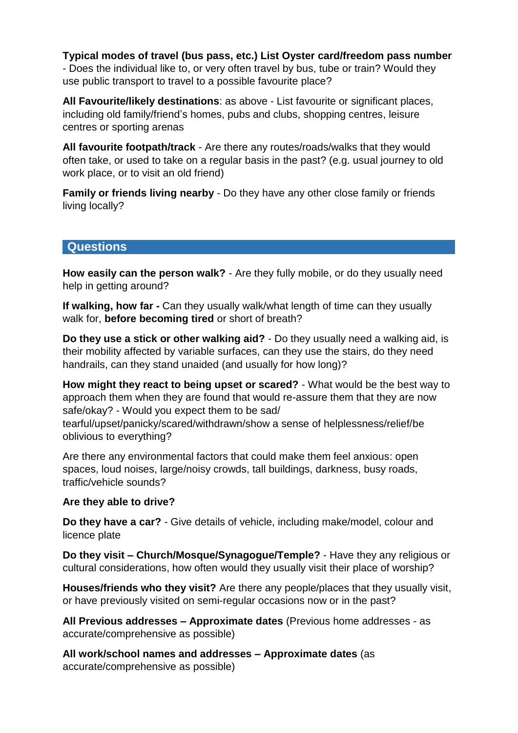**Typical modes of travel (bus pass, etc.) List Oyster card/freedom pass number** - Does the individual like to, or very often travel by bus, tube or train? Would they use public transport to travel to a possible favourite place?

**All Favourite/likely destinations**: as above - List favourite or significant places, including old family/friend's homes, pubs and clubs, shopping centres, leisure centres or sporting arenas

**All favourite footpath/track** - Are there any routes/roads/walks that they would often take, or used to take on a regular basis in the past? (e.g. usual journey to old work place, or to visit an old friend)

**Family or friends living nearby** - Do they have any other close family or friends living locally?

## Questions

**How easily can the person walk?** - Are they fully mobile, or do they usually need help in getting around?

**If walking, how far -** Can they usually walk/what length of time can they usually walk for, **before becoming tired** or short of breath?

**Do they use a stick or other walking aid?** - Do they usually need a walking aid, is their mobility affected by variable surfaces, can they use the stairs, do they need handrails, can they stand unaided (and usually for how long)?

**How might they react to being upset or scared?** - What would be the best way to approach them when they are found that would re-assure them that they are now safe/okay? - Would you expect them to be sad/ tearful/upset/panicky/scared/withdrawn/show a sense of helplessness/relief/be oblivious to everything?

Are there any environmental factors that could make them feel anxious: open spaces, loud noises, large/noisy crowds, tall buildings, darkness, busy roads, traffic/vehicle sounds?

**Are they able to drive?**

**Do they have a car?** - Give details of vehicle, including make/model, colour and licence plate

**Do they visit – Church/Mosque/Synagogue/Temple?** - Have they any religious or cultural considerations, how often would they usually visit their place of worship?

**Houses/friends who they visit?** Are there any people/places that they usually visit, or have previously visited on semi-regular occasions now or in the past?

**All Previous addresses – Approximate dates** (Previous home addresses - as accurate/comprehensive as possible)

**All work/school names and addresses – Approximate dates** (as accurate/comprehensive as possible)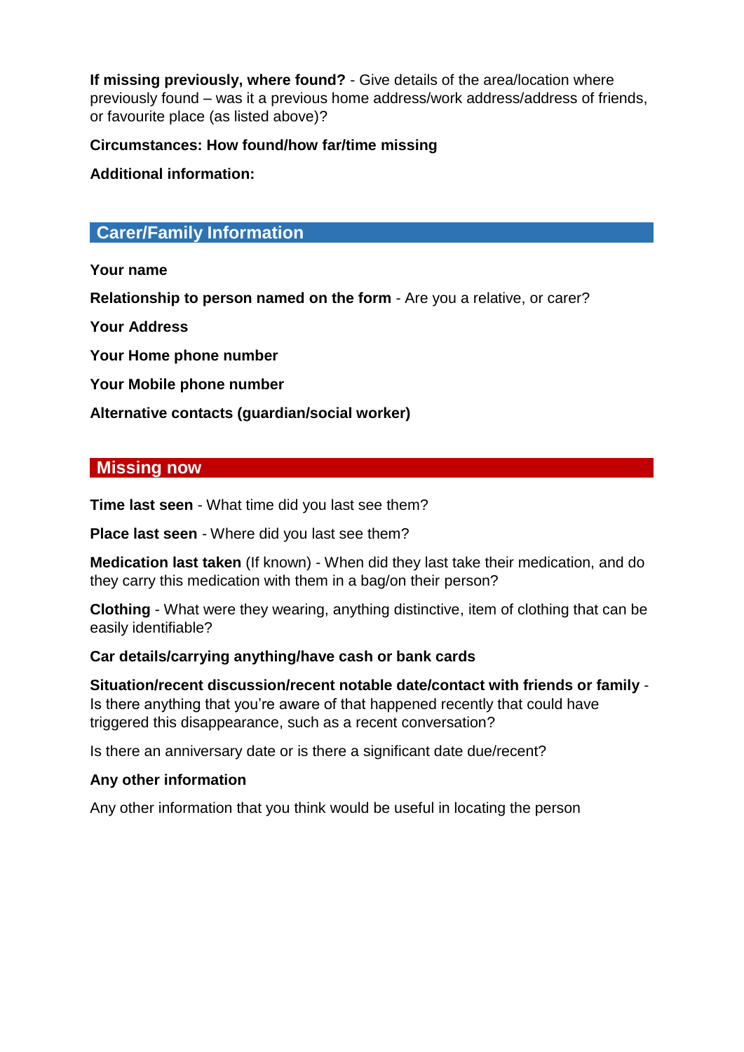**If missing previously, where found?** - Give details of the area/location where previously found – was it a previous home address/work address/address of friends, or favourite place (as listed above)?

**Circumstances: How found/how far/time missing**

**Additional information:**

## Carer/Family Information

**Your name**

**Relationship to person named on the form** - Are you a relative, or carer?

**Your Address**

**Your Home phone number**

**Your Mobile phone number**

**Alternative contacts (guardian/social worker)**

## Missing now

**Time last seen** - What time did you last see them?

**Place last seen** - Where did you last see them?

**Medication last taken** (If known) - When did they last take their medication, and do they carry this medication with them in a bag/on their person?

**Clothing** - What were they wearing, anything distinctive, item of clothing that can be easily identifiable?

**Car details/carrying anything/have cash or bank cards**

**Situation/recent discussion/recent notable date/contact with friends or family** - Is there anything that you're aware of that happened recently that could have triggered this disappearance, such as a recent conversation?

Is there an anniversary date or is there a significant date due/recent?

**Any other information**

Any other information that you think would be useful in locating the person